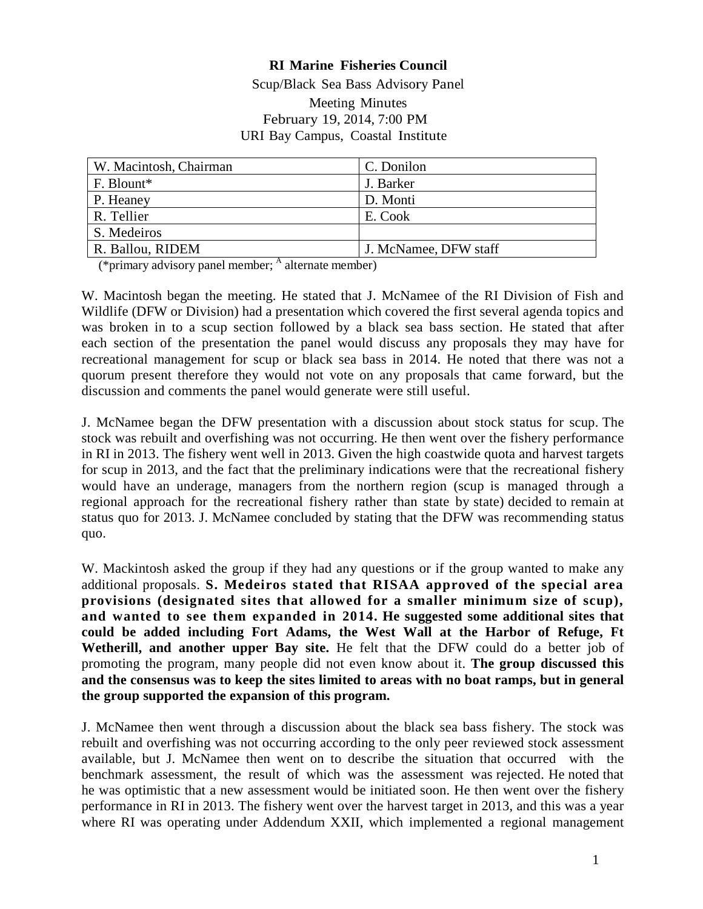**RI Marine Fisheries Council**

Scup/Black Sea Bass Advisory Panel

Meeting Minutes

February 19, 2014, 7:00 PM

URI Bay Campus, Coastal Institute

| | |
|---|---|
| W. Macintosh, Chairman | C. Donilon |
| F. Blount* | J. Barker |
| P. Heaney | D. Monti |
| R. Tellier | E. Cook |
| S. Medeiros | |
| R. Ballou, RIDEM | J. McNamee, DFW staff |

(*primary advisory panel member; [A] alternate member)

W. Macintosh began the meeting. He stated that J. McNamee of the RI Division of Fish and Wildlife (DFW or Division) had a presentation which covered the first several agenda topics and was broken in to a scup section followed by a black sea bass section. He stated that after each section of the presentation the panel would discuss any proposals they may have for recreational management for scup or black sea bass in 2014. He noted that there was not a quorum present therefore they would not vote on any proposals that came forward, but the discussion and comments the panel would generate were still useful.

J. McNamee began the DFW presentation with a discussion about stock status for scup. The stock was rebuilt and overfishing was not occurring. He then went over the fishery performance in RI in 2013. The fishery went well in 2013. Given the high coastwide quota and harvest targets for scup in 2013, and the fact that the preliminary indications were that the recreational fishery would have an underage, managers from the northern region (scup is managed through a regional approach for the recreational fishery rather than state by state) decided to remain at status quo for 2013. J. McNamee concluded by stating that the DFW was recommending status quo.

W. Mackintosh asked the group if they had any questions or if the group wanted to make any additional proposals. **S. Medeiros stated that RISAA approved of the special area provisions (designated sites that allowed for a smaller minimum size of scup), and wanted to see them expanded in 2014. He suggested some additional sites that could be added including Fort Adams, the West Wall at the Harbor of Refuge, Ft Wetherill, and another upper Bay site.** He felt that the DFW could do a better job of promoting the program, many people did not even know about it. **The group discussed this and the consensus was to keep the sites limited to areas with no boat ramps, but in general the group supported the expansion of this program.**

J. McNamee then went through a discussion about the black sea bass fishery. The stock was rebuilt and overfishing was not occurring according to the only peer reviewed stock assessment available, but J. McNamee then went on to describe the situation that occurred with the benchmark assessment, the result of which was the assessment was rejected. He noted that he was optimistic that a new assessment would be initiated soon. He then went over the fishery performance in RI in 2013. The fishery went over the harvest target in 2013, and this was a year where RI was operating under Addendum XXII, which implemented a regional management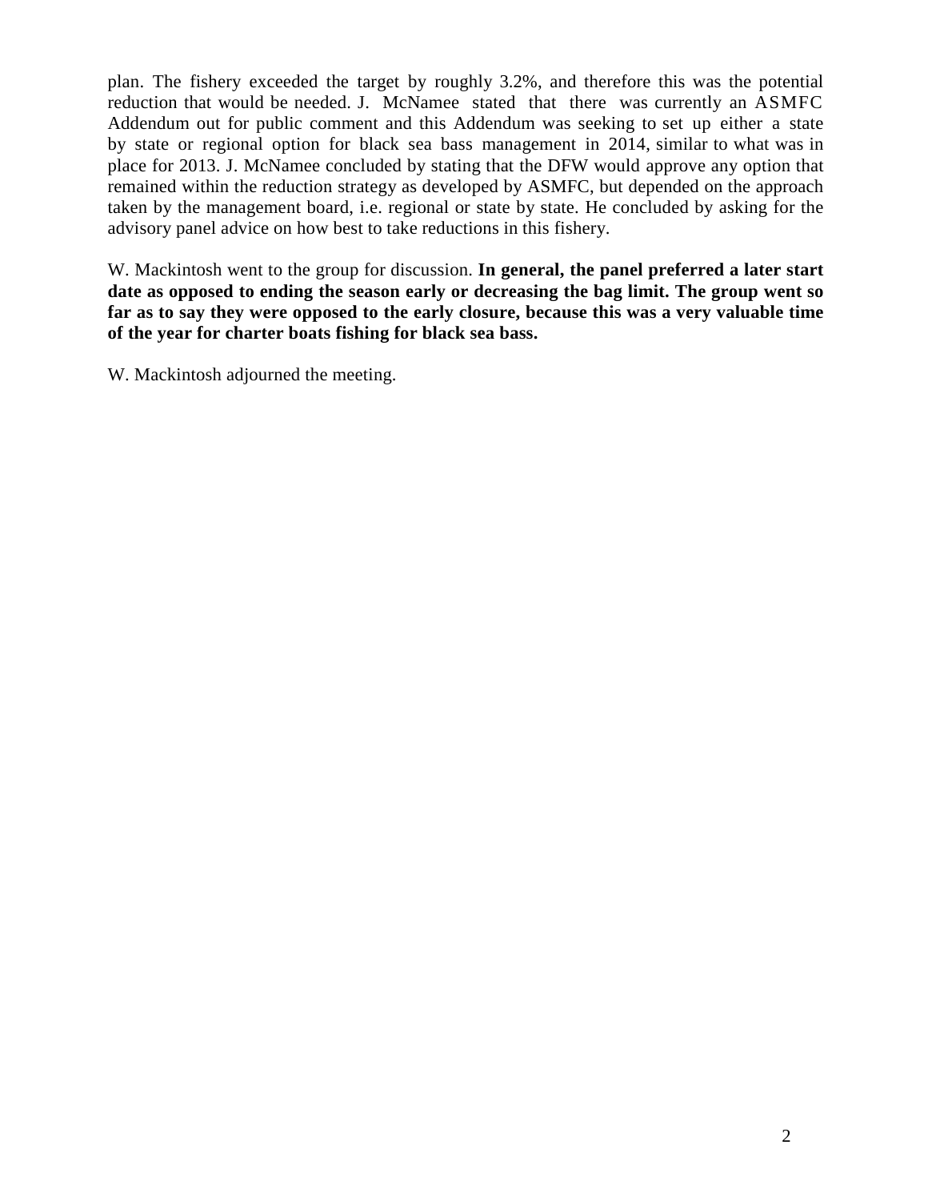plan. The fishery exceeded the target by roughly 3.2%, and therefore this was the potential reduction that would be needed. J. McNamee stated that there was currently an ASMFC Addendum out for public comment and this Addendum was seeking to set up either a state by state or regional option for black sea bass management in 2014, similar to what was in place for 2013. J. McNamee concluded by stating that the DFW would approve any option that remained within the reduction strategy as developed by ASMFC, but depended on the approach taken by the management board, i.e. regional or state by state. He concluded by asking for the advisory panel advice on how best to take reductions in this fishery.

W. Mackintosh went to the group for discussion. **In general, the panel preferred a later start date as opposed to ending the season early or decreasing the bag limit. The group went so far as to say they were opposed to the early closure, because this was a very valuable time of the year for charter boats fishing for black sea bass.**

W. Mackintosh adjourned the meeting.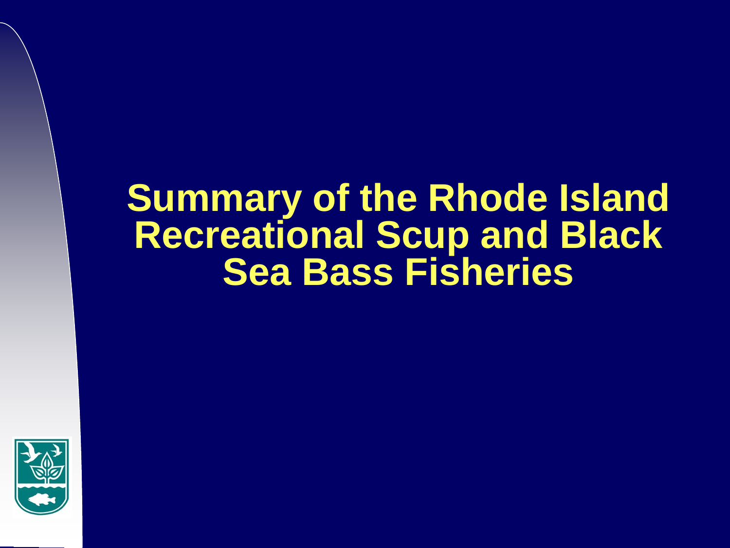# Summary of the Rhode Island Recreational Scup and Black Sea Bass Fisheries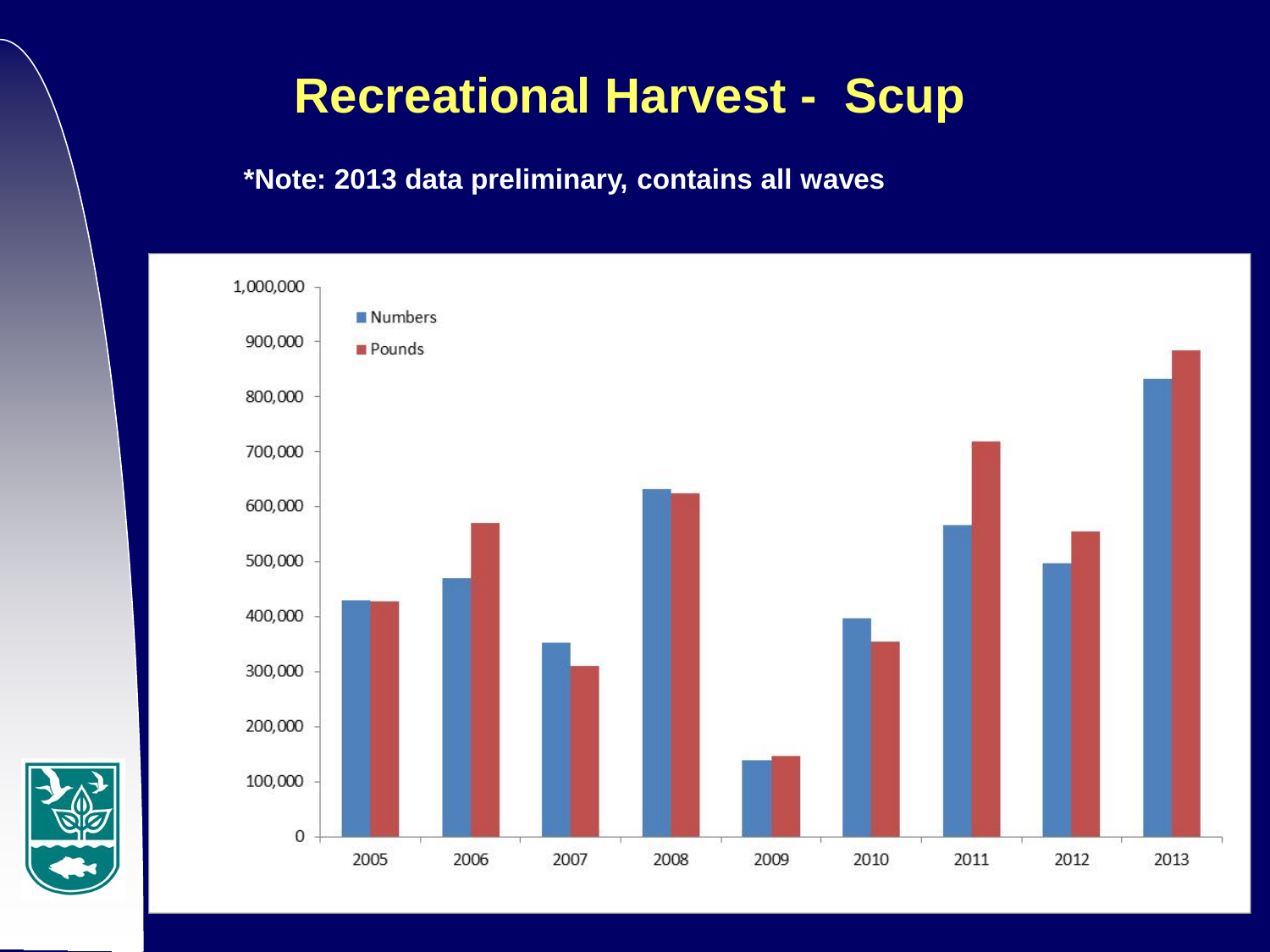# Recreational Harvest - Scup

**\*Note: 2013 data preliminary, contains all waves**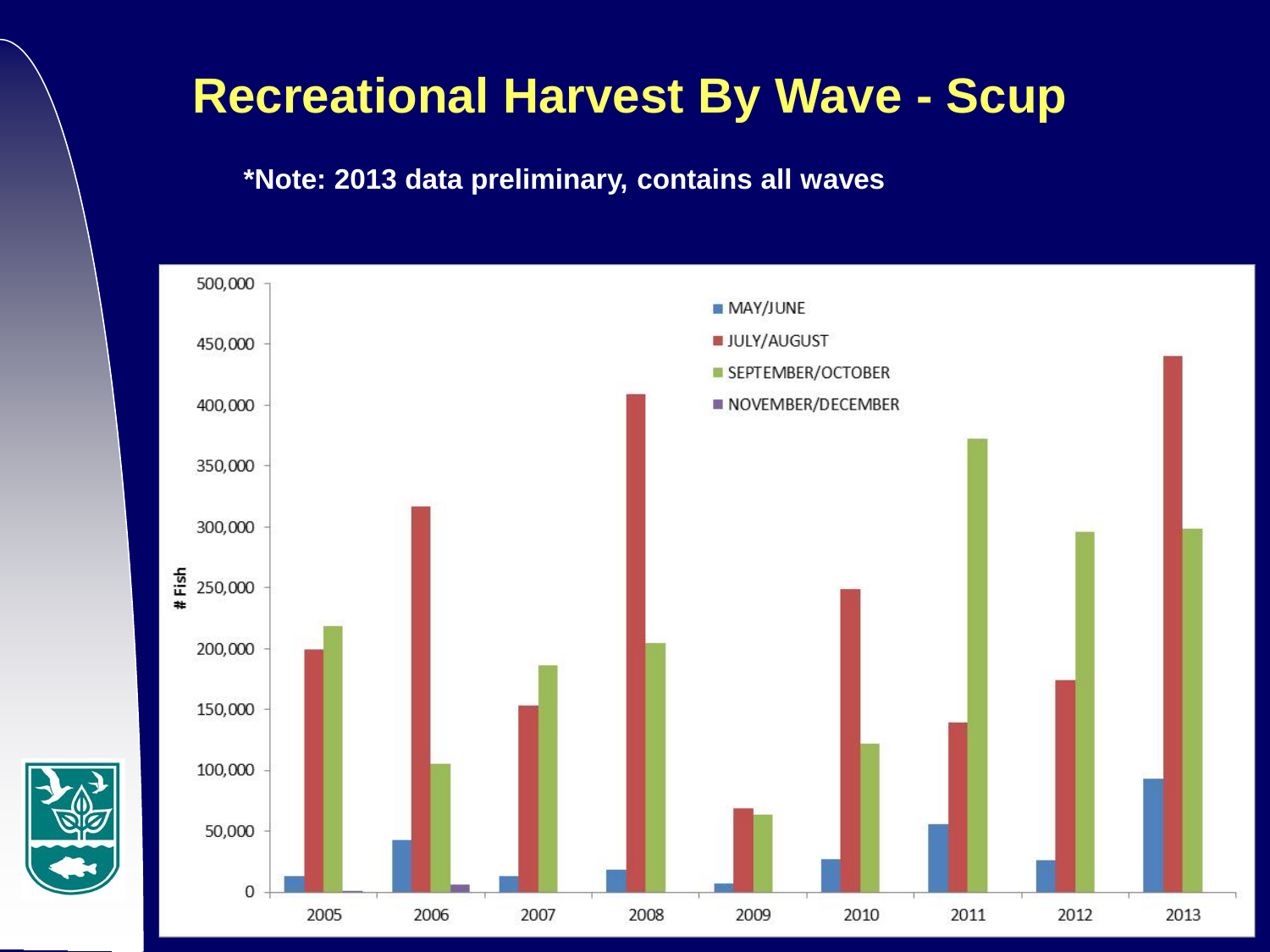# Recreational Harvest By Wave - Scup

**\*Note: 2013 data preliminary, contains all waves**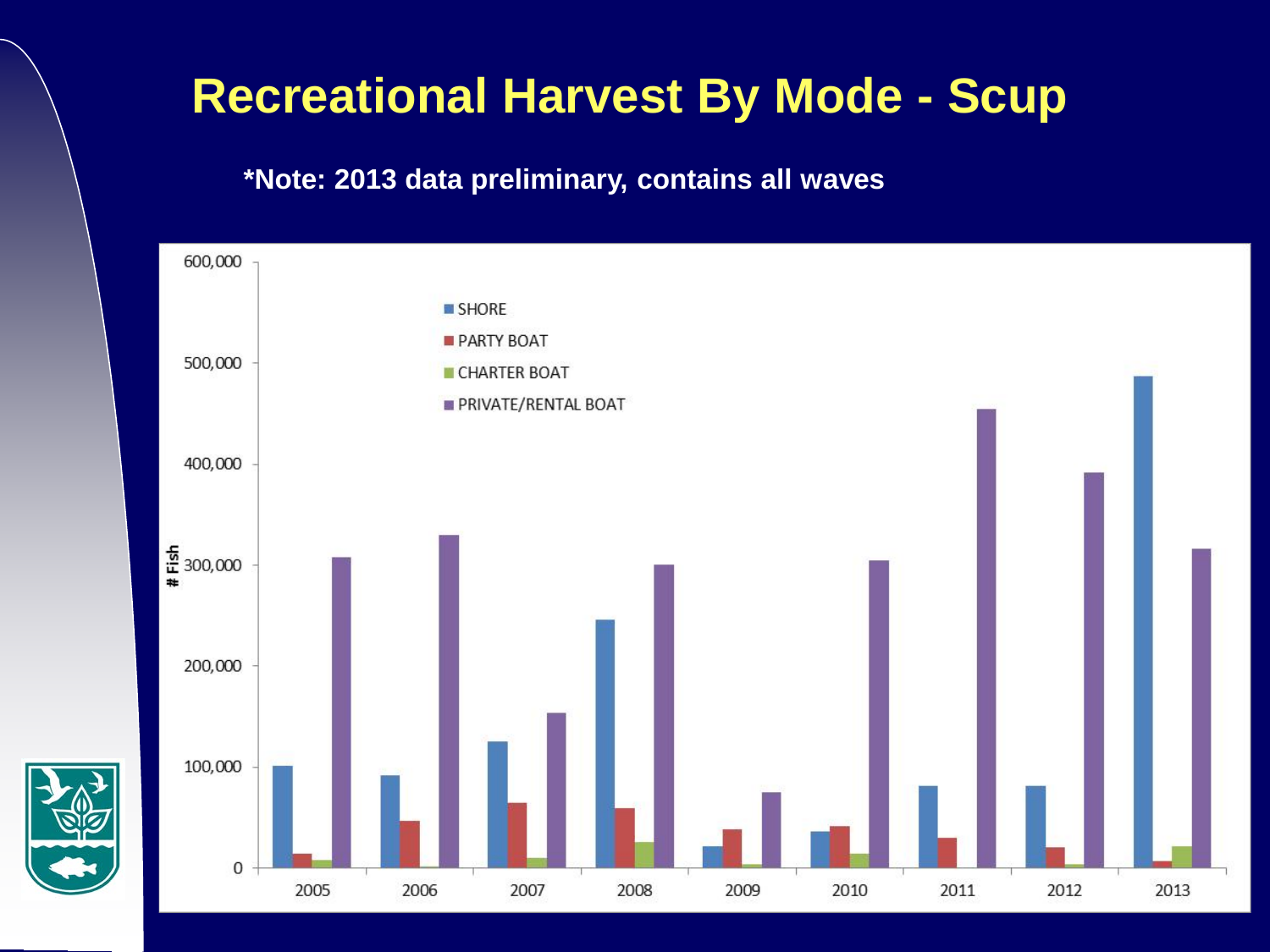# Recreational Harvest By Mode - Scup

**\*Note: 2013 data preliminary, contains all waves**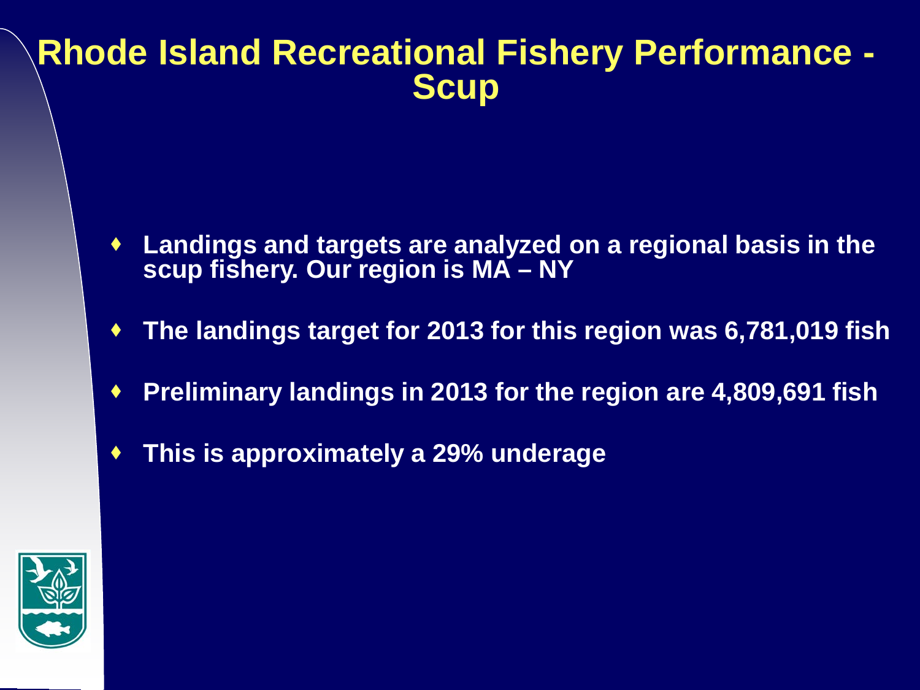# Rhode Island Recreational Fishery Performance - Scup

- Landings and targets are analyzed on a regional basis in the scup fishery. Our region is MA – NY
- The landings target for 2013 for this region was 6,781,019 fish
- Preliminary landings in 2013 for the region are 4,809,691 fish
- This is approximately a 29% underage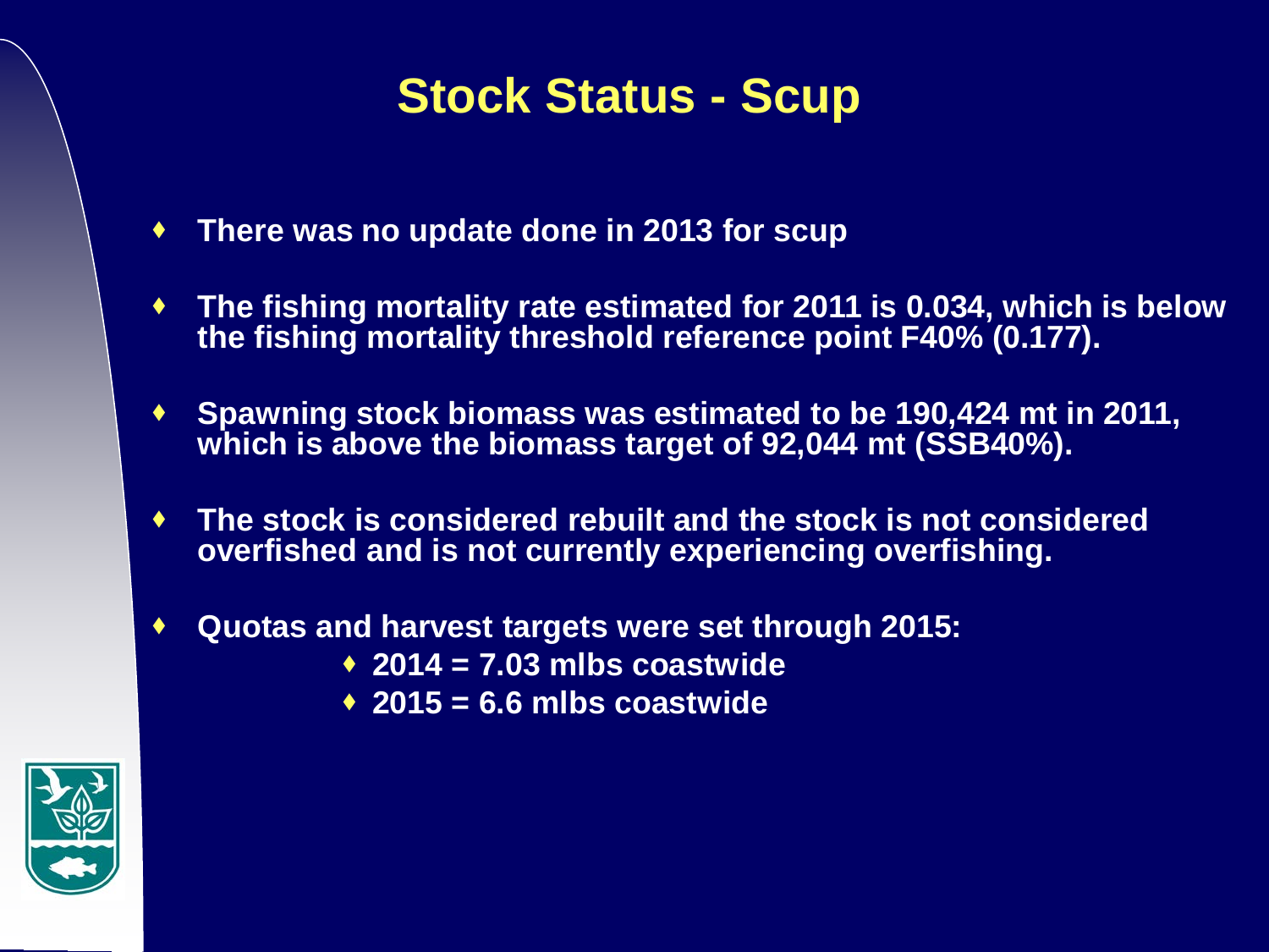# Stock Status - Scup

- **There was no update done in 2013 for scup**
- **The fishing mortality rate estimated for 2011 is 0.034, which is below the fishing mortality threshold reference point F40% (0.177).**
- **Spawning stock biomass was estimated to be 190,424 mt in 2011, which is above the biomass target of 92,044 mt (SSB40%).**
- **The stock is considered rebuilt and the stock is not considered overfished and is not currently experiencing overfishing.**
- **Quotas and harvest targets were set through 2015:**
  - **2014 = 7.03 mlbs coastwide**
  - **2015 = 6.6 mlbs coastwide**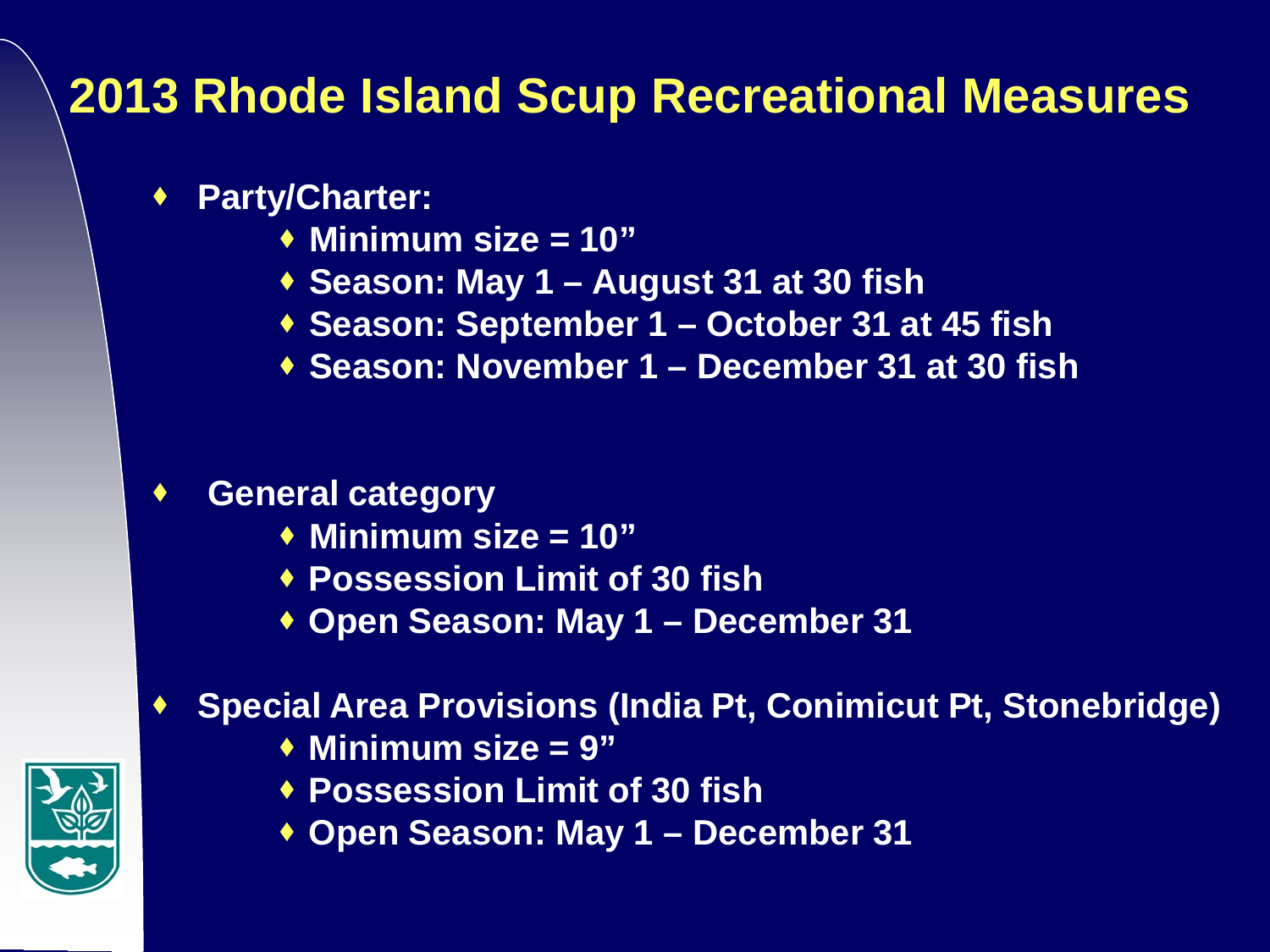# 2013 Rhode Island Scup Recreational Measures

- **Party/Charter:**
  - **Minimum size = 10"**
  - **Season: May 1 – August 31 at 30 fish**
  - **Season: September 1 – October 31 at 45 fish**
  - **Season: November 1 – December 31 at 30 fish**

- **General category**
  - **Minimum size = 10"**
  - **Possession Limit of 30 fish**
  - **Open Season: May 1 – December 31**

- **Special Area Provisions (India Pt, Conimicut Pt, Stonebridge)**
  - **Minimum size = 9"**
  - **Possession Limit of 30 fish**
  - **Open Season: May 1 – December 31**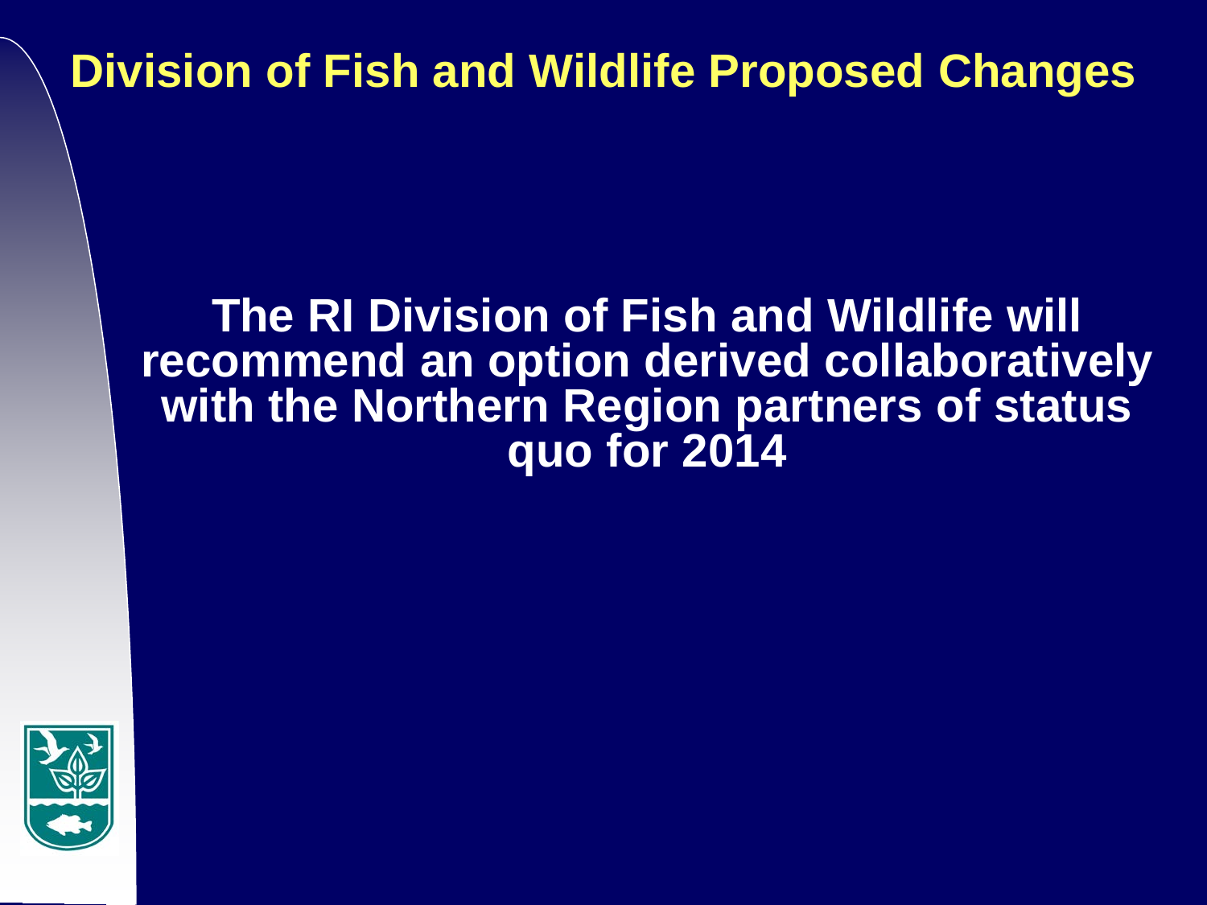# Division of Fish and Wildlife Proposed Changes

**The RI Division of Fish and Wildlife will recommend an option derived collaboratively with the Northern Region partners of status quo for 2014**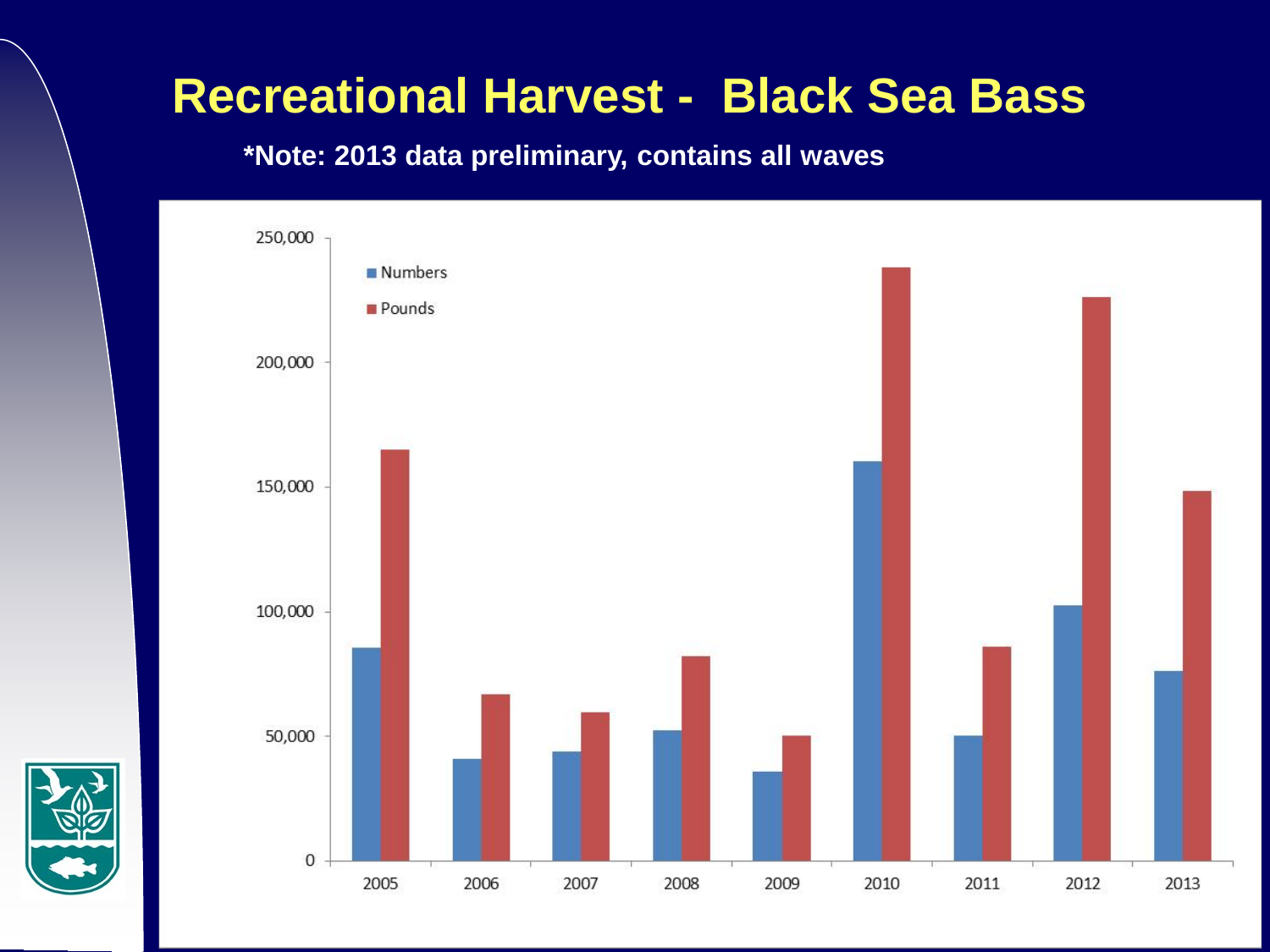# Recreational Harvest - Black Sea Bass

**\*Note: 2013 data preliminary, contains all waves**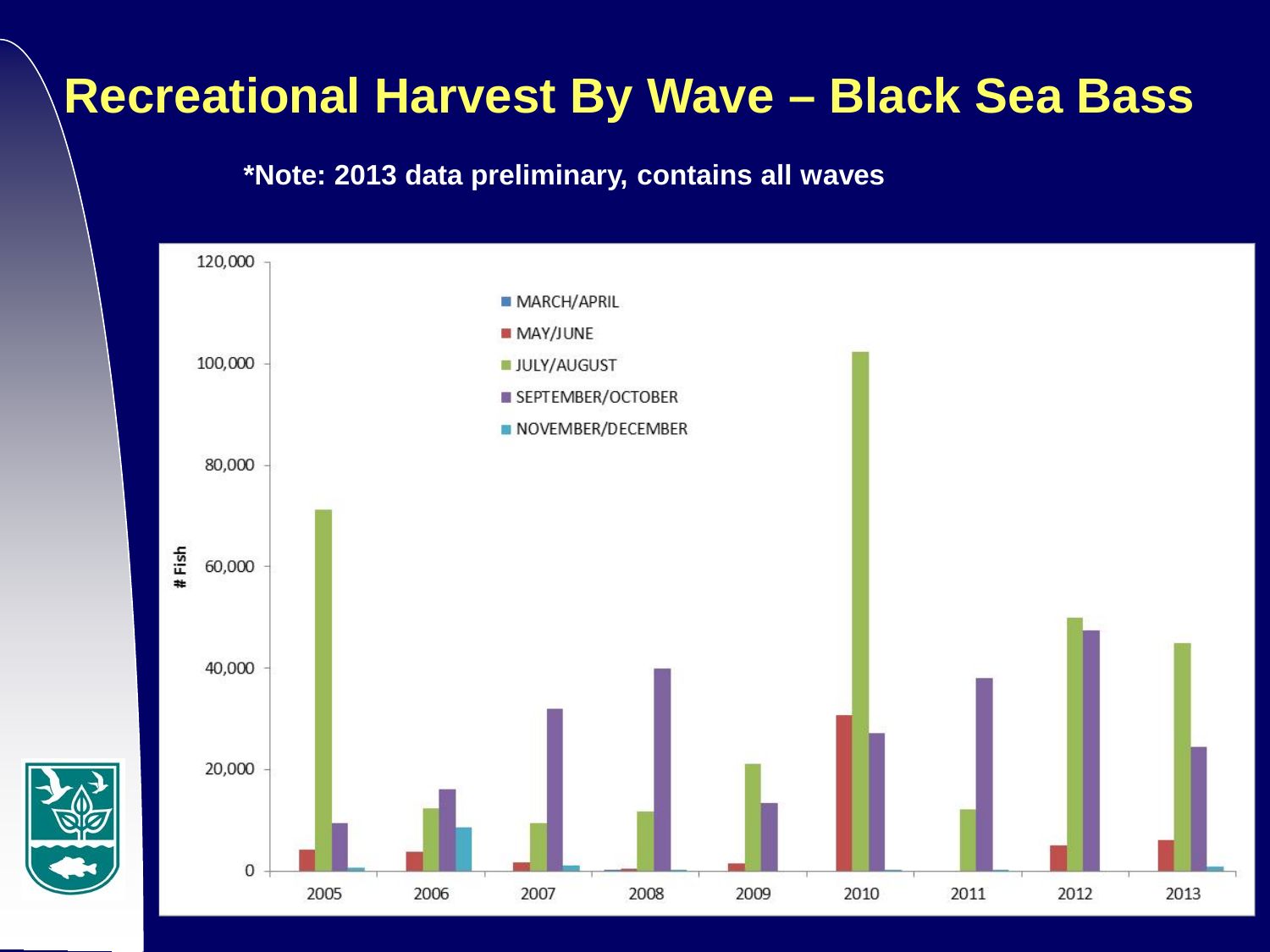# Recreational Harvest By Wave – Black Sea Bass

**\*Note: 2013 data preliminary, contains all waves**

# Fish

120,000

100,000

80,000

60,000

40,000

20,000

0

- MARCH/APRIL
- MAY/JUNE
- JULY/AUGUST
- SEPTEMBER/OCTOBER
- NOVEMBER/DECEMBER

2005 2006 2007 2008 2009 2010 2011 2012 2013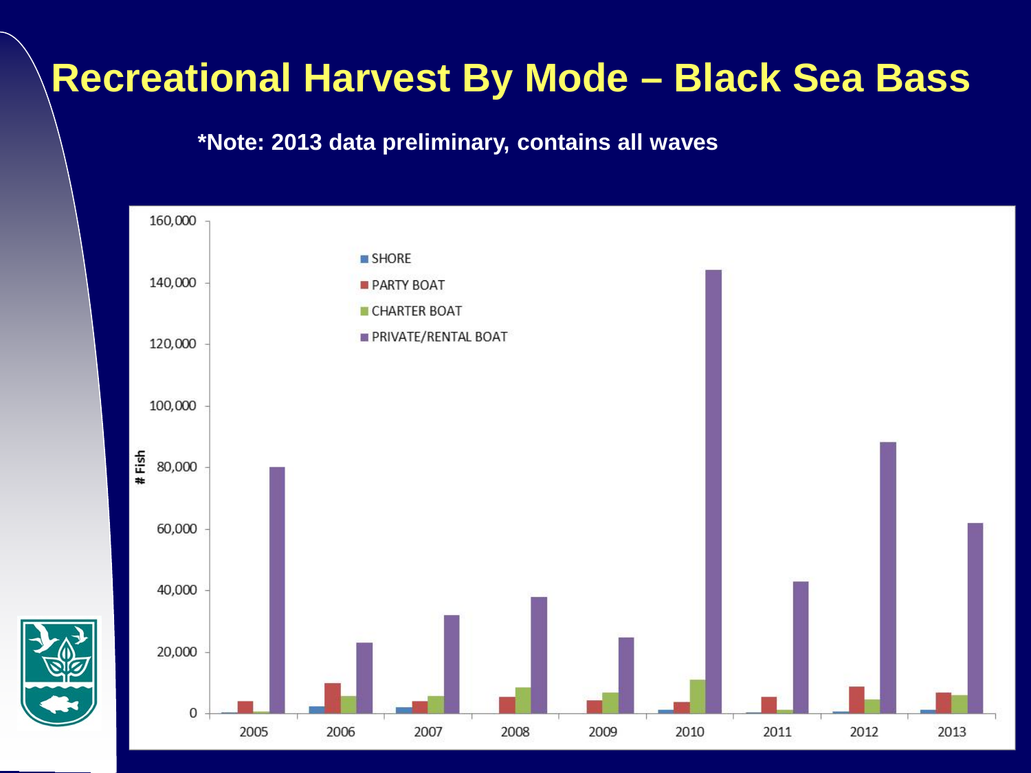# Recreational Harvest By Mode – Black Sea Bass

**\*Note: 2013 data preliminary, contains all waves**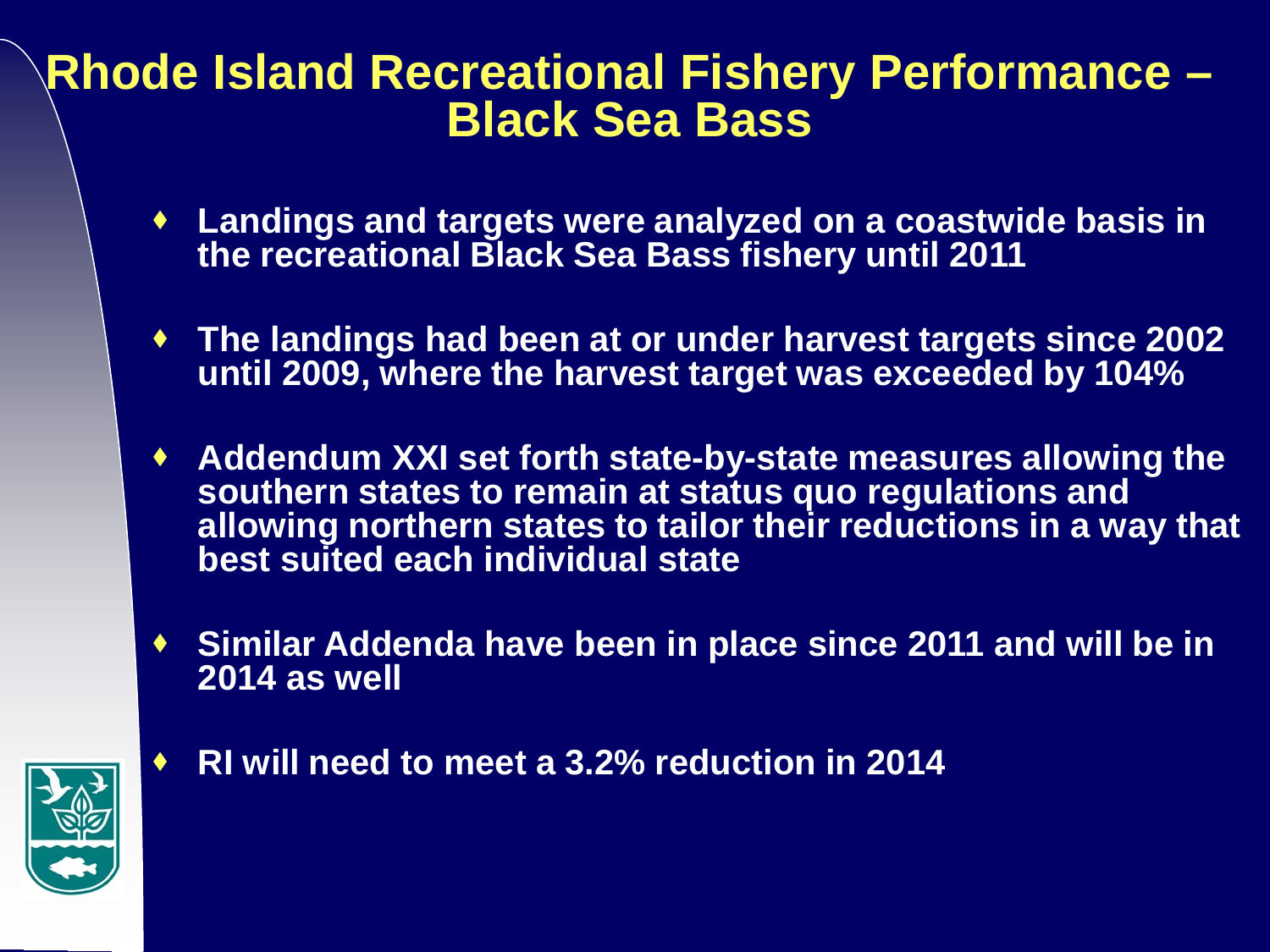# Rhode Island Recreational Fishery Performance – Black Sea Bass

- Landings and targets were analyzed on a coastwide basis in the recreational Black Sea Bass fishery until 2011
- The landings had been at or under harvest targets since 2002 until 2009, where the harvest target was exceeded by 104%
- Addendum XXI set forth state-by-state measures allowing the southern states to remain at status quo regulations and allowing northern states to tailor their reductions in a way that best suited each individual state
- Similar Addenda have been in place since 2011 and will be in 2014 as well
- RI will need to meet a 3.2% reduction in 2014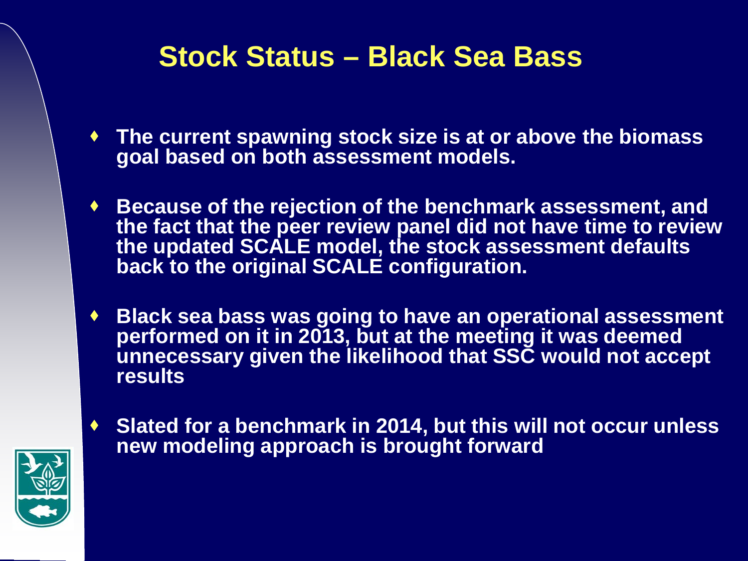# Stock Status – Black Sea Bass

- **The current spawning stock size is at or above the biomass goal based on both assessment models.**
- **Because of the rejection of the benchmark assessment, and the fact that the peer review panel did not have time to review the updated SCALE model, the stock assessment defaults back to the original SCALE configuration.**
- **Black sea bass was going to have an operational assessment performed on it in 2013, but at the meeting it was deemed unnecessary given the likelihood that SSC would not accept results**
- **Slated for a benchmark in 2014, but this will not occur unless new modeling approach is brought forward**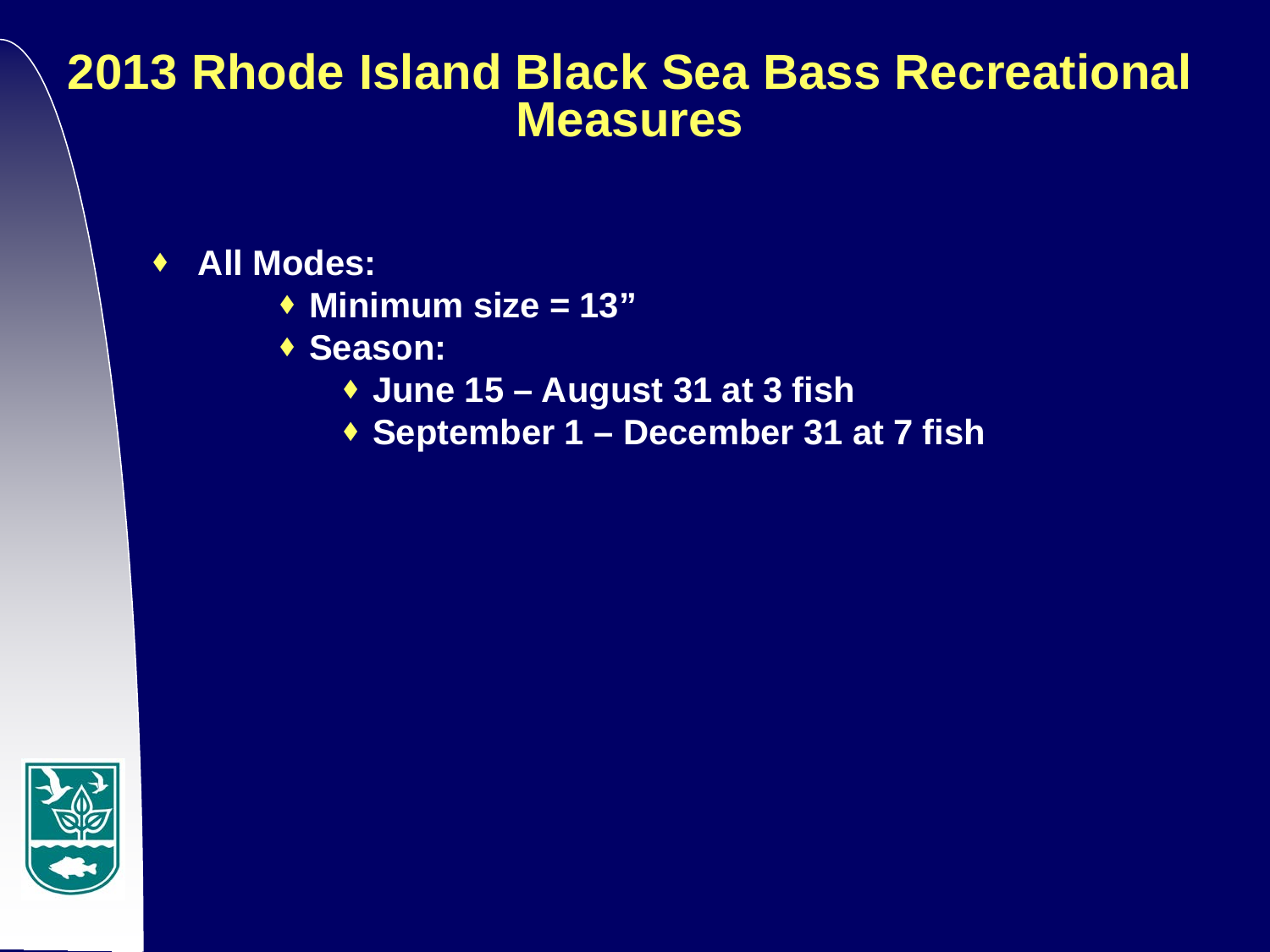# 2013 Rhode Island Black Sea Bass Recreational Measures

- **All Modes:**
  - **Minimum size = 13”**
  - **Season:**
    - **June 15 – August 31 at 3 fish**
    - **September 1 – December 31 at 7 fish**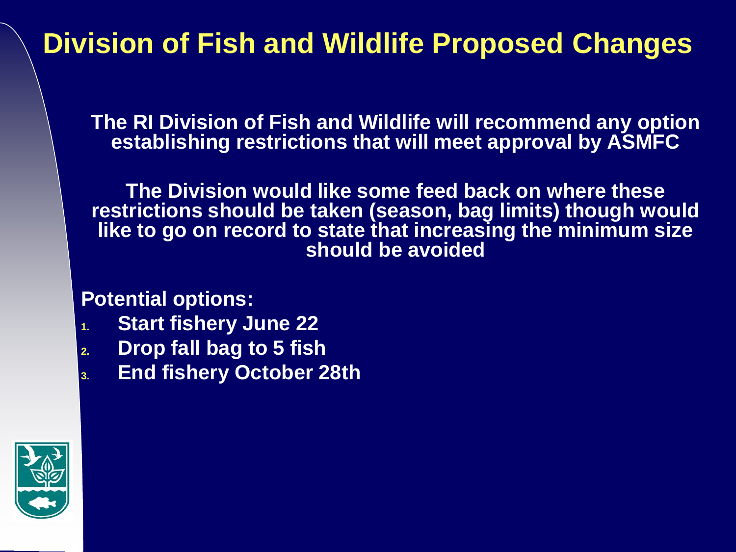# Division of Fish and Wildlife Proposed Changes

**The RI Division of Fish and Wildlife will recommend any option establishing restrictions that will meet approval by ASMFC**

**The Division would like some feed back on where these restrictions should be taken (season, bag limits) though would like to go on record to state that increasing the minimum size should be avoided**

**Potential options:**

1. **Start fishery June 22**
2. **Drop fall bag to 5 fish**
3. **End fishery October 28th**